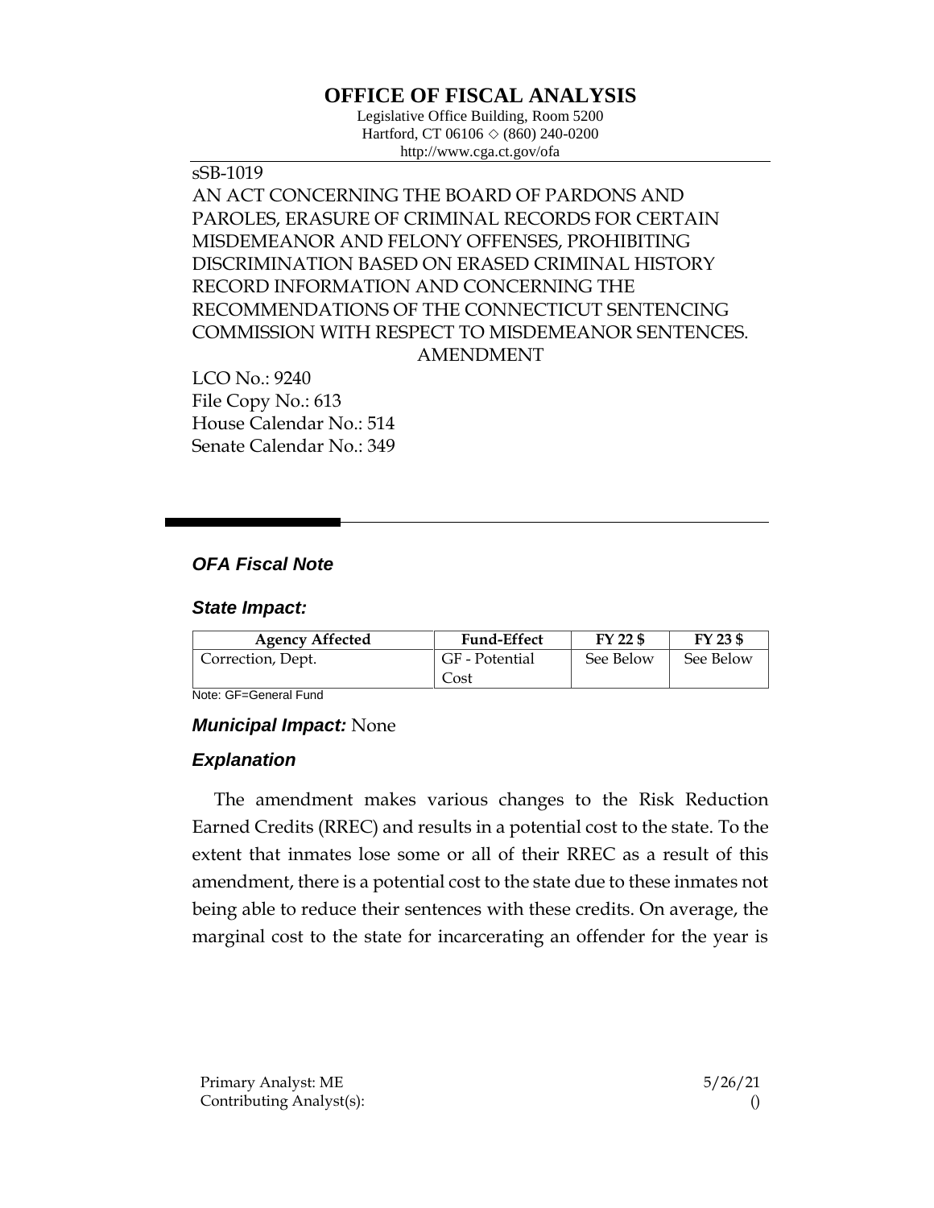# OFFICE OF FISCAL ANALYSIS

Legislative Office Building, Room 5200
Hartford, CT 06106 ◇ (860) 240-0200
http://www.cga.ct.gov/ofa

sSB-1019

AN ACT CONCERNING THE BOARD OF PARDONS AND PAROLES, ERASURE OF CRIMINAL RECORDS FOR CERTAIN MISDEMEANOR AND FELONY OFFENSES, PROHIBITING DISCRIMINATION BASED ON ERASED CRIMINAL HISTORY RECORD INFORMATION AND CONCERNING THE RECOMMENDATIONS OF THE CONNECTICUT SENTENCING COMMISSION WITH RESPECT TO MISDEMEANOR SENTENCES.

AMENDMENT

LCO No.: 9240
File Copy No.: 613
House Calendar No.: 514
Senate Calendar No.: 349

## *OFA Fiscal Note*

### *State Impact:*

| Agency Affected | Fund-Effect | FY 22 $ | FY 23 $ |
|---|---|---|---|
| Correction, Dept. | GF - Potential Cost | See Below | See Below |

Note: GF=General Fund

### *Municipal Impact:* None

### *Explanation*

The amendment makes various changes to the Risk Reduction Earned Credits (RREC) and results in a potential cost to the state. To the extent that inmates lose some or all of their RREC as a result of this amendment, there is a potential cost to the state due to these inmates not being able to reduce their sentences with these credits. On average, the marginal cost to the state for incarcerating an offender for the year is

Primary Analyst: ME
Contributing Analyst(s):

5/26/21
()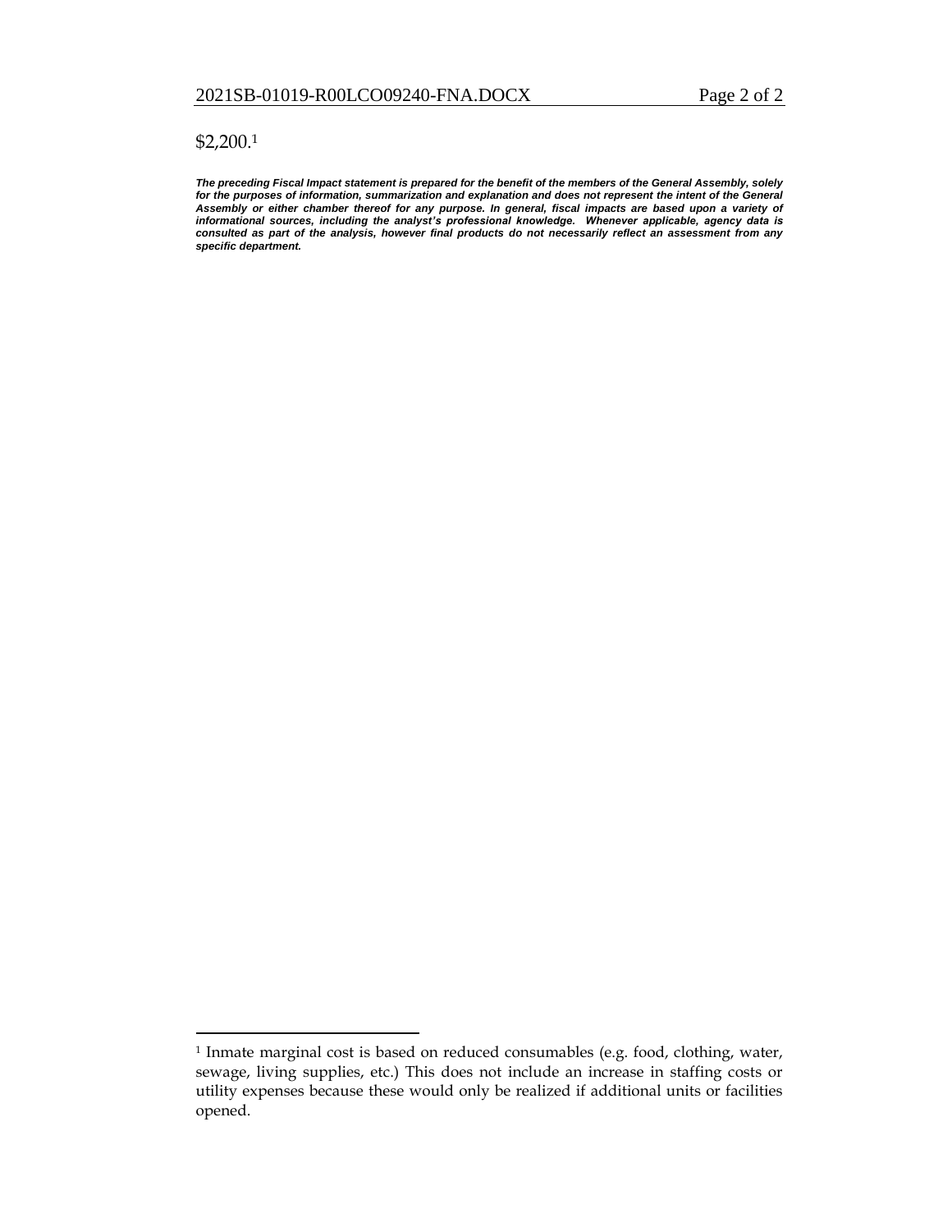$2,200.[1]

***The preceding Fiscal Impact statement is prepared for the benefit of the members of the General Assembly, solely for the purposes of information, summarization and explanation and does not represent the intent of the General Assembly or either chamber thereof for any purpose. In general, fiscal impacts are based upon a variety of informational sources, including the analyst's professional knowledge. Whenever applicable, agency data is consulted as part of the analysis, however final products do not necessarily reflect an assessment from any specific department.***

---

[1] Inmate marginal cost is based on reduced consumables (e.g. food, clothing, water, sewage, living supplies, etc.) This does not include an increase in staffing costs or utility expenses because these would only be realized if additional units or facilities opened.